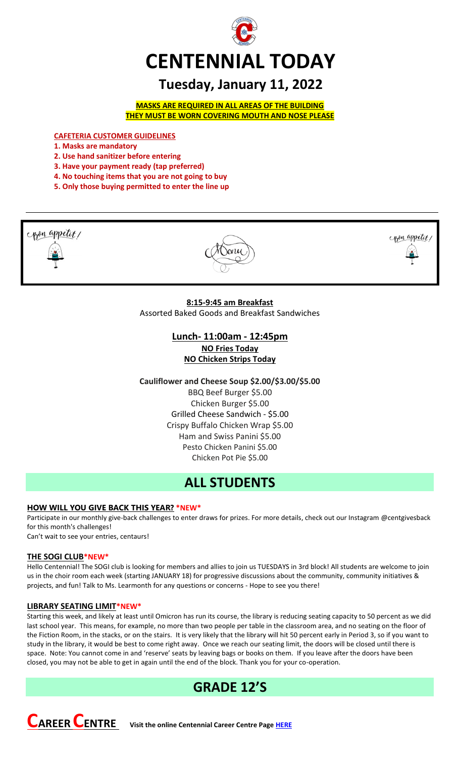# CENTENNIAL TODAY

## Tuesday, January 11, 2022

**MASKS ARE REQUIRED IN ALL AREAS OF THE BUILDING**
**THEY MUST BE WORN COVERING MOUTH AND NOSE PLEASE**

**CAFETERIA CUSTOMER GUIDELINES**

1. **Masks are mandatory**
2. **Use hand sanitizer before entering**
3. **Have your payment ready (tap preferred)**
4. **No touching items that you are not going to buy**
5. **Only those buying permitted to enter the line up**

Bon appetit! Menu Bon appetit!

**8:15-9:45 am Breakfast**
Assorted Baked Goods and Breakfast Sandwiches

**Lunch- 11:00am - 12:45pm**
**NO Fries Today**
**NO Chicken Strips Today**

**Cauliflower and Cheese Soup $2.00/$3.00/$5.00**
BBQ Beef Burger $5.00
Chicken Burger $5.00
Grilled Cheese Sandwich - $5.00
Crispy Buffalo Chicken Wrap $5.00
Ham and Swiss Panini $5.00
Pesto Chicken Panini $5.00
Chicken Pot Pie $5.00

# ALL STUDENTS

**HOW WILL YOU GIVE BACK THIS YEAR? *NEW***

Participate in our monthly give-back challenges to enter draws for prizes. For more details, check out our Instagram @centgivesback for this month's challenges!
Can't wait to see your entries, centaurs!

**THE SOGI CLUB*NEW***

Hello Centennial! The SOGI club is looking for members and allies to join us TUESDAYS in 3rd block! All students are welcome to join us in the choir room each week (starting JANUARY 18) for progressive discussions about the community, community initiatives & projects, and fun! Talk to Ms. Learmonth for any questions or concerns - Hope to see you there!

**LIBRARY SEATING LIMIT*NEW***

Starting this week, and likely at least until Omicron has run its course, the library is reducing seating capacity to 50 percent as we did last school year. This means, for example, no more than two people per table in the classroom area, and no seating on the floor of the Fiction Room, in the stacks, or on the stairs. It is very likely that the library will hit 50 percent early in Period 3, so if you want to study in the library, it would be best to come right away. Once we reach our seating limit, the doors will be closed until there is space. Note: You cannot come in and 'reserve' seats by leaving bags or books on them. If you leave after the doors have been closed, you may not be able to get in again until the end of the block. Thank you for your co-operation.

# GRADE 12'S

**CAREER CENTRE** Visit the online Centennial Career Centre Page HERE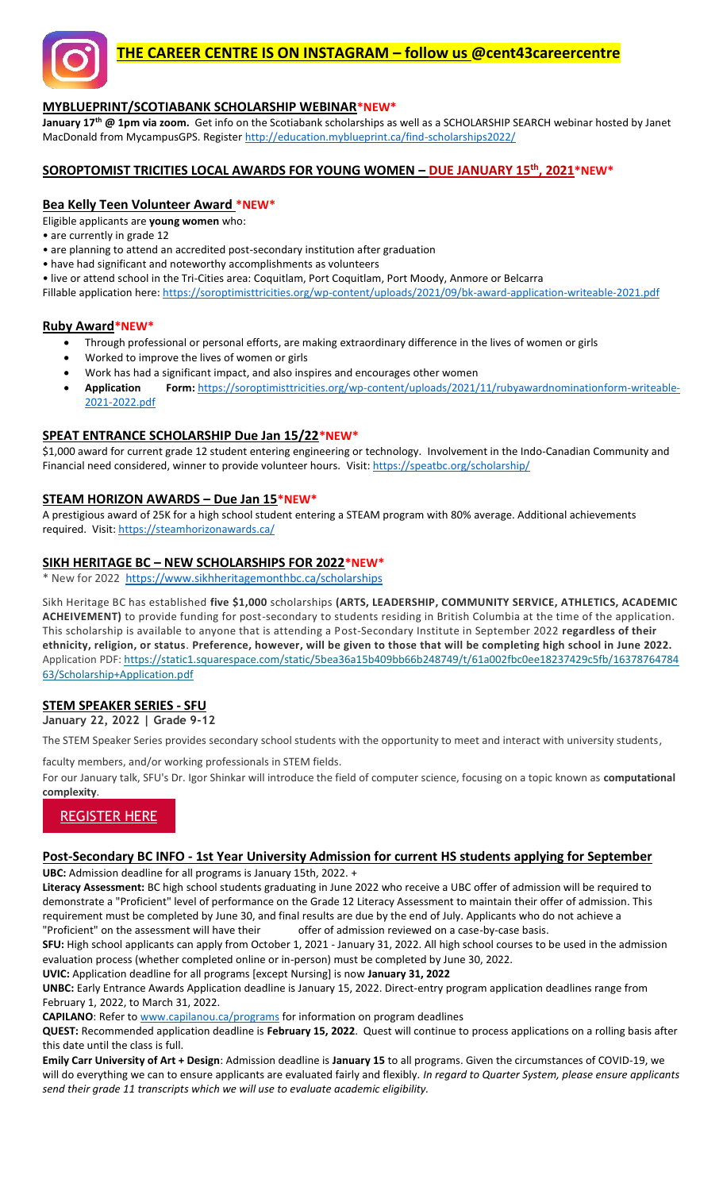## THE CAREER CENTRE IS ON INSTAGRAM – follow us @cent43careercentre

### MYBLUEPRINT/SCOTIABANK SCHOLARSHIP WEBINAR*NEW*

**January 17th @ 1pm via zoom.** Get info on the Scotiabank scholarships as well as a SCHOLARSHIP SEARCH webinar hosted by Janet MacDonald from MycampusGPS. Register http://education.myblueprint.ca/find-scholarships2022/

### SOROPTOMIST TRICITIES LOCAL AWARDS FOR YOUNG WOMEN – DUE JANUARY 15th, 2021*NEW*

### Bea Kelly Teen Volunteer Award *NEW*

Eligible applicants are **young women** who:

- are currently in grade 12
- are planning to attend an accredited post-secondary institution after graduation
- have had significant and noteworthy accomplishments as volunteers
- live or attend school in the Tri-Cities area: Coquitlam, Port Coquitlam, Port Moody, Anmore or Belcarra

Fillable application here: https://soroptimisttricities.org/wp-content/uploads/2021/09/bk-award-application-writeable-2021.pdf

### Ruby Award*NEW*

- Through professional or personal efforts, are making extraordinary difference in the lives of women or girls
- Worked to improve the lives of women or girls
- Work has had a significant impact, and also inspires and encourages other women
- **Application Form:** https://soroptimisttricities.org/wp-content/uploads/2021/11/rubyawardnominationform-writeable-2021-2022.pdf

### SPEAT ENTRANCE SCHOLARSHIP Due Jan 15/22*NEW*

$1,000 award for current grade 12 student entering engineering or technology. Involvement in the Indo-Canadian Community and Financial need considered, winner to provide volunteer hours. Visit: https://speatbc.org/scholarship/

### STEAM HORIZON AWARDS – Due Jan 15*NEW*

A prestigious award of 25K for a high school student entering a STEAM program with 80% average. Additional achievements required. Visit: https://steamhorizonawards.ca/

### SIKH HERITAGE BC – NEW SCHOLARSHIPS FOR 2022*NEW*

* New for 2022 https://www.sikhheritagemonthbc.ca/scholarships

Sikh Heritage BC has established **five $1,000** scholarships **(ARTS, LEADERSHIP, COMMUNITY SERVICE, ATHLETICS, ACADEMIC ACHEIVEMENT)** to provide funding for post-secondary to students residing in British Columbia at the time of the application. This scholarship is available to anyone that is attending a Post-Secondary Institute in September 2022 **regardless of their ethnicity, religion, or status**. **Preference, however, will be given to those that will be completing high school in June 2022.** Application PDF: https://static1.squarespace.com/static/5bea36a15b409bb66b248749/t/61a002fbc0ee18237429c5fb/1637876478463/Scholarship+Application.pdf

### STEM SPEAKER SERIES - SFU

**January 22, 2022 | Grade 9-12**

The STEM Speaker Series provides secondary school students with the opportunity to meet and interact with university students, faculty members, and/or working professionals in STEM fields.

For our January talk, SFU's Dr. Igor Shinkar will introduce the field of computer science, focusing on a topic known as **computational complexity**.

REGISTER HERE

### Post-Secondary BC INFO - 1st Year University Admission for current HS students applying for September

**UBC:** Admission deadline for all programs is January 15th, 2022. +

**Literacy Assessment:** BC high school students graduating in June 2022 who receive a UBC offer of admission will be required to demonstrate a "Proficient" level of performance on the Grade 12 Literacy Assessment to maintain their offer of admission. This requirement must be completed by June 30, and final results are due by the end of July. Applicants who do not achieve a "Proficient" on the assessment will have their offer of admission reviewed on a case-by-case basis.

**SFU:** High school applicants can apply from October 1, 2021 - January 31, 2022. All high school courses to be used in the admission evaluation process (whether completed online or in-person) must be completed by June 30, 2022.

**UVIC:** Application deadline for all programs [except Nursing] is now **January 31, 2022**

**UNBC:** Early Entrance Awards Application deadline is January 15, 2022. Direct-entry program application deadlines range from February 1, 2022, to March 31, 2022.

**CAPILANO**: Refer to www.capilanou.ca/programs for information on program deadlines

**QUEST:** Recommended application deadline is **February 15, 2022**. Quest will continue to process applications on a rolling basis after this date until the class is full.

**Emily Carr University of Art + Design**: Admission deadline is **January 15** to all programs. Given the circumstances of COVID-19, we will do everything we can to ensure applicants are evaluated fairly and flexibly. *In regard to Quarter System, please ensure applicants send their grade 11 transcripts which we will use to evaluate academic eligibility.*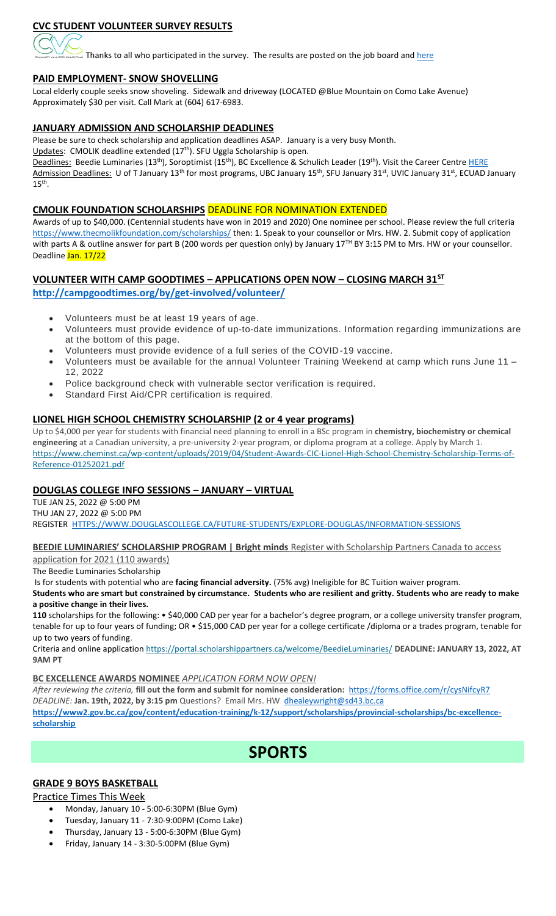## CVC STUDENT VOLUNTEER SURVEY RESULTS

Thanks to all who participated in the survey. The results are posted on the job board and here

## PAID EMPLOYMENT- SNOW SHOVELLING

Local elderly couple seeks snow shoveling. Sidewalk and driveway (LOCATED @Blue Mountain on Como Lake Avenue) Approximately $30 per visit. Call Mark at (604) 617-6983.

## JANUARY ADMISSION AND SCHOLARSHIP DEADLINES

Please be sure to check scholarship and application deadlines ASAP. January is a very busy Month.

Updates: CMOLIK deadline extended (17th). SFU Uggla Scholarship is open.

Deadlines: Beedie Luminaries (13th), Soroptimist (15th), BC Excellence & Schulich Leader (19th). Visit the Career Centre HERE

Admission Deadlines: U of T January 13th for most programs, UBC January 15th, SFU January 31st, UVIC January 31st, ECUAD January 15th.

## CMOLIK FOUNDATION SCHOLARSHIPS DEADLINE FOR NOMINATION EXTENDED

Awards of up to $40,000. (Centennial students have won in 2019 and 2020) One nominee per school. Please review the full criteria https://www.thecmolikfoundation.com/scholarships/ then: 1. Speak to your counsellor or Mrs. HW. 2. Submit copy of application with parts A & outline answer for part B (200 words per question only) by January 17TH BY 3:15 PM to Mrs. HW or your counsellor. Deadline Jan. 17/22

## VOLUNTEER WITH CAMP GOODTIMES – APPLICATIONS OPEN NOW – CLOSING MARCH 31ST

**http://campgoodtimes.org/by/get-involved/volunteer/**

- Volunteers must be at least 19 years of age.
- Volunteers must provide evidence of up-to-date immunizations. Information regarding immunizations are at the bottom of this page.
- Volunteers must provide evidence of a full series of the COVID-19 vaccine.
- Volunteers must be available for the annual Volunteer Training Weekend at camp which runs June 11 – 12, 2022
- Police background check with vulnerable sector verification is required.
- Standard First Aid/CPR certification is required.

## LIONEL HIGH SCHOOL CHEMISTRY SCHOLARSHIP (2 or 4 year programs)

Up to $4,000 per year for students with financial need planning to enroll in a BSc program in **chemistry, biochemistry or chemical engineering** at a Canadian university, a pre-university 2-year program, or diploma program at a college. Apply by March 1. https://www.cheminst.ca/wp-content/uploads/2019/04/Student-Awards-CIC-Lionel-High-School-Chemistry-Scholarship-Terms-of-Reference-01252021.pdf

## DOUGLAS COLLEGE INFO SESSIONS – JANUARY – VIRTUAL

TUE JAN 25, 2022 @ 5:00 PM
THU JAN 27, 2022 @ 5:00 PM
REGISTER HTTPS://WWW.DOUGLASCOLLEGE.CA/FUTURE-STUDENTS/EXPLORE-DOUGLAS/INFORMATION-SESSIONS

**BEEDIE LUMINARIES' SCHOLARSHIP PROGRAM | Bright minds** Register with Scholarship Partners Canada to access application for 2021 (110 awards)

The Beedie Luminaries Scholarship

Is for students with potential who are **facing financial adversity.** (75% avg) Ineligible for BC Tuition waiver program.

**Students who are smart but constrained by circumstance. Students who are resilient and gritty. Students who are ready to make a positive change in their lives.**

**110** scholarships for the following: • $40,000 CAD per year for a bachelor's degree program, or a college university transfer program, tenable for up to four years of funding; OR • $15,000 CAD per year for a college certificate /diploma or a trades program, tenable for up to two years of funding.

Criteria and online application https://portal.scholarshippartners.ca/welcome/BeedieLuminaries/ **DEADLINE: JANUARY 13, 2022, AT 9AM PT**

**BC EXCELLENCE AWARDS NOMINEE** *APPLICATION FORM NOW OPEN!*

*After reviewing the criteria,* **fill out the form and submit for nominee consideration:** https://forms.office.com/r/cysNifcyR7
*DEADLINE:* **Jan. 19th, 2022, by 3:15 pm** Questions? Email Mrs. HW dhealeywright@sd43.bc.ca
**https://www2.gov.bc.ca/gov/content/education-training/k-12/support/scholarships/provincial-scholarships/bc-excellence-scholarship**

# SPORTS

## GRADE 9 BOYS BASKETBALL

Practice Times This Week

- Monday, January 10 - 5:00-6:30PM (Blue Gym)
- Tuesday, January 11 - 7:30-9:00PM (Como Lake)
- Thursday, January 13 - 5:00-6:30PM (Blue Gym)
- Friday, January 14 - 3:30-5:00PM (Blue Gym)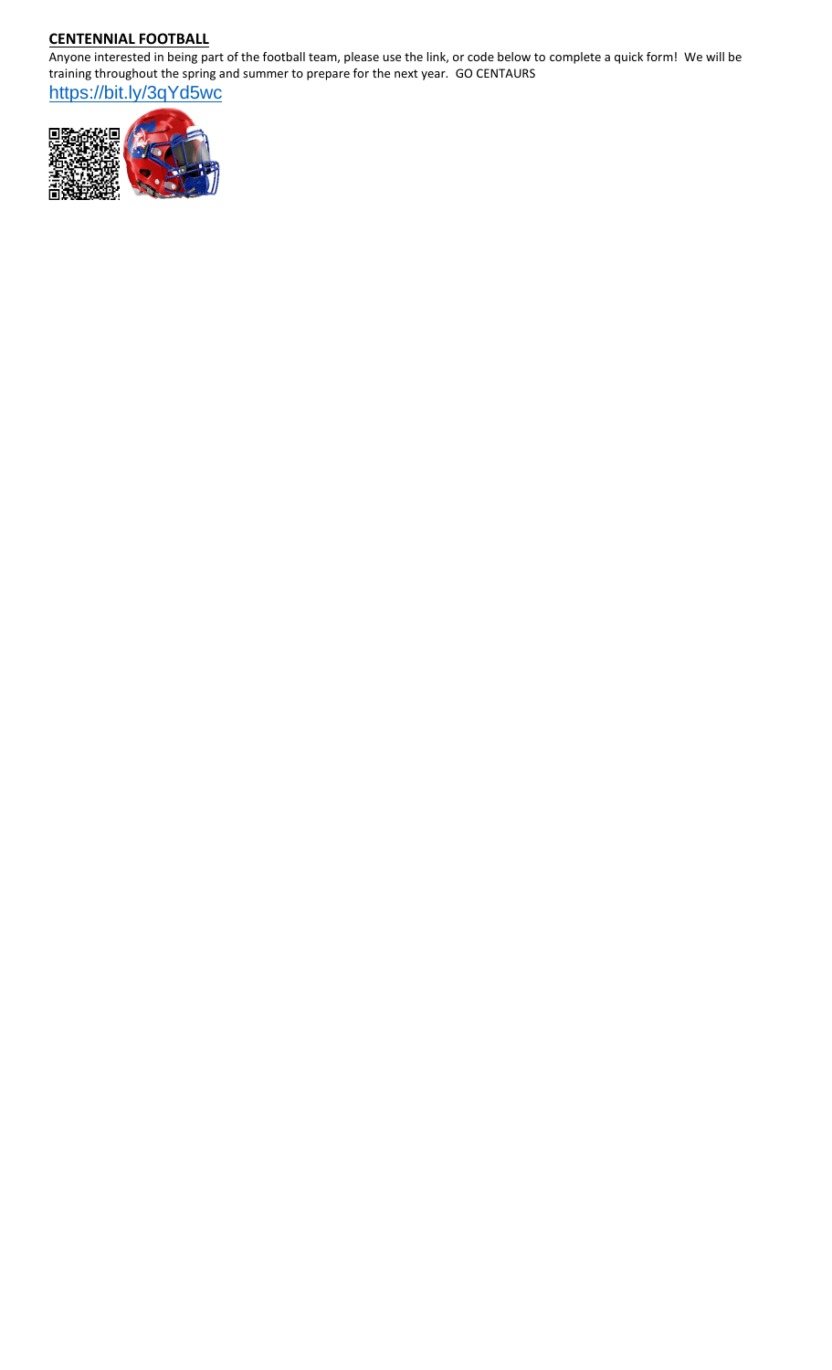**CENTENNIAL FOOTBALL**

Anyone interested in being part of the football team, please use the link, or code below to complete a quick form! We will be training throughout the spring and summer to prepare for the next year. GO CENTAURS

https://bit.ly/3qYd5wc